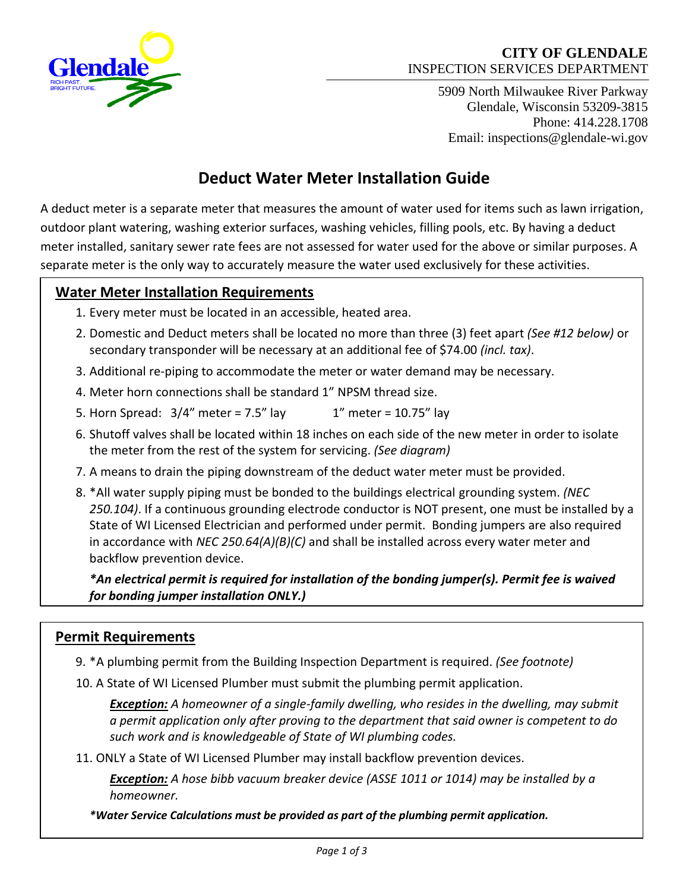**CITY OF GLENDALE**
INSPECTION SERVICES DEPARTMENT

5909 North Milwaukee River Parkway
Glendale, Wisconsin 53209-3815
Phone: 414.228.1708
Email: inspections@glendale-wi.gov

# Deduct Water Meter Installation Guide

A deduct meter is a separate meter that measures the amount of water used for items such as lawn irrigation, outdoor plant watering, washing exterior surfaces, washing vehicles, filling pools, etc. By having a deduct meter installed, sanitary sewer rate fees are not assessed for water used for the above or similar purposes. A separate meter is the only way to accurately measure the water used exclusively for these activities.

## Water Meter Installation Requirements

1. Every meter must be located in an accessible, heated area.
2. Domestic and Deduct meters shall be located no more than three (3) feet apart *(See #12 below)* or secondary transponder will be necessary at an additional fee of $74.00 *(incl. tax)*.
3. Additional re-piping to accommodate the meter or water demand may be necessary.
4. Meter horn connections shall be standard 1" NPSM thread size.
5. Horn Spread: 3/4" meter = 7.5" lay 1" meter = 10.75" lay
6. Shutoff valves shall be located within 18 inches on each side of the new meter in order to isolate the meter from the rest of the system for servicing. *(See diagram)*
7. A means to drain the piping downstream of the deduct water meter must be provided.
8. *All water supply piping must be bonded to the buildings electrical grounding system. *(NEC 250.104)*. If a continuous grounding electrode conductor is NOT present, one must be installed by a State of WI Licensed Electrician and performed under permit. Bonding jumpers are also required in accordance with *NEC 250.64(A)(B)(C)* and shall be installed across every water meter and backflow prevention device.

   ***An electrical permit is required for installation of the bonding jumper(s). Permit fee is waived for bonding jumper installation ONLY.)***

## Permit Requirements

9. *A plumbing permit from the Building Inspection Department is required. *(See footnote)*
10. A State of WI Licensed Plumber must submit the plumbing permit application.

    ***Exception:*** *A homeowner of a single-family dwelling, who resides in the dwelling, may submit a permit application only after proving to the department that said owner is competent to do such work and is knowledgeable of State of WI plumbing codes.*

11. ONLY a State of WI Licensed Plumber may install backflow prevention devices.

    ***Exception:*** *A hose bibb vacuum breaker device (ASSE 1011 or 1014) may be installed by a homeowner.*

***Water Service Calculations must be provided as part of the plumbing permit application.***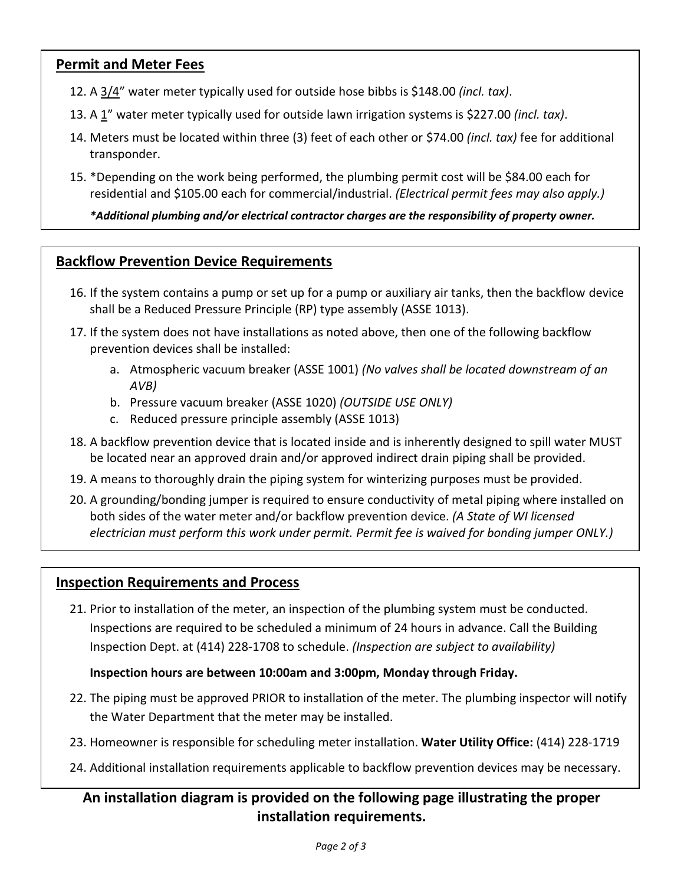## Permit and Meter Fees

12. A 3/4" water meter typically used for outside hose bibbs is $148.00 *(incl. tax)*.
13. A 1" water meter typically used for outside lawn irrigation systems is $227.00 *(incl. tax)*.
14. Meters must be located within three (3) feet of each other or $74.00 *(incl. tax)* fee for additional transponder.
15. *Depending on the work being performed, the plumbing permit cost will be $84.00 each for residential and $105.00 each for commercial/industrial. *(Electrical permit fees may also apply.)*

    ***Additional plumbing and/or electrical contractor charges are the responsibility of property owner.***

## Backflow Prevention Device Requirements

16. If the system contains a pump or set up for a pump or auxiliary air tanks, then the backflow device shall be a Reduced Pressure Principle (RP) type assembly (ASSE 1013).
17. If the system does not have installations as noted above, then one of the following backflow prevention devices shall be installed:
    a. Atmospheric vacuum breaker (ASSE 1001) *(No valves shall be located downstream of an AVB)*
    b. Pressure vacuum breaker (ASSE 1020) *(OUTSIDE USE ONLY)*
    c. Reduced pressure principle assembly (ASSE 1013)
18. A backflow prevention device that is located inside and is inherently designed to spill water MUST be located near an approved drain and/or approved indirect drain piping shall be provided.
19. A means to thoroughly drain the piping system for winterizing purposes must be provided.
20. A grounding/bonding jumper is required to ensure conductivity of metal piping where installed on both sides of the water meter and/or backflow prevention device. *(A State of WI licensed electrician must perform this work under permit. Permit fee is waived for bonding jumper ONLY.)*

## Inspection Requirements and Process

21. Prior to installation of the meter, an inspection of the plumbing system must be conducted. Inspections are required to be scheduled a minimum of 24 hours in advance. Call the Building Inspection Dept. at (414) 228-1708 to schedule. *(Inspection are subject to availability)*

    **Inspection hours are between 10:00am and 3:00pm, Monday through Friday.**

22. The piping must be approved PRIOR to installation of the meter. The plumbing inspector will notify the Water Department that the meter may be installed.
23. Homeowner is responsible for scheduling meter installation. **Water Utility Office:** (414) 228-1719
24. Additional installation requirements applicable to backflow prevention devices may be necessary.

**An installation diagram is provided on the following page illustrating the proper installation requirements.**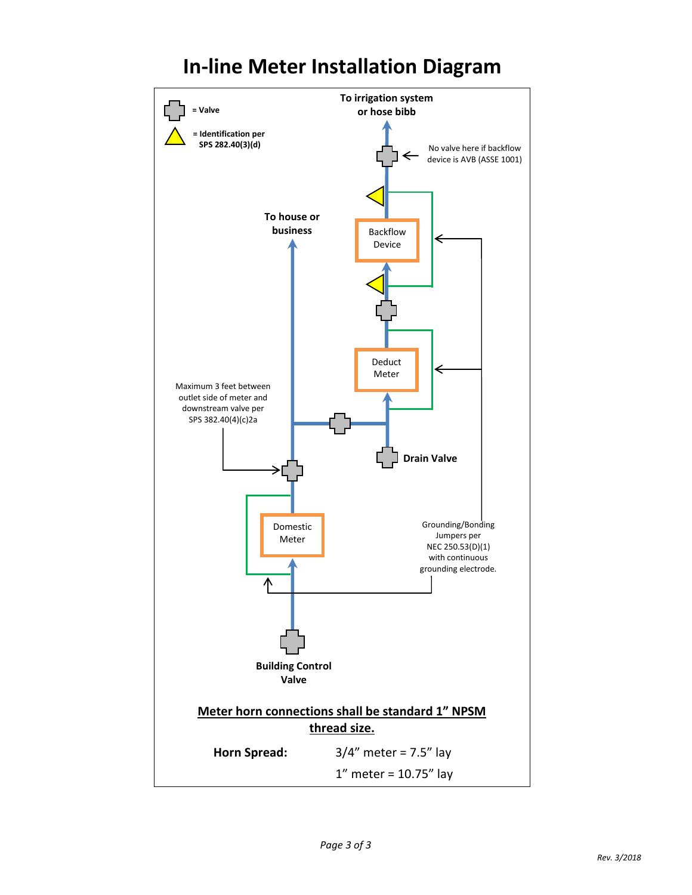# In-line Meter Installation Diagram

= Valve

= Identification per SPS 282.40(3)(d)

To irrigation system or hose bibb

No valve here if backflow device is AVB (ASSE 1001)

To house or business

Backflow Device

Deduct Meter

Maximum 3 feet between outlet side of meter and downstream valve per SPS 382.40(4)(c)2a

Drain Valve

Domestic Meter

Grounding/Bonding Jumpers per NEC 250.53(D)(1) with continuous grounding electrode.

Building Control Valve

**Meter horn connections shall be standard 1" NPSM thread size.**

**Horn Spread:** 3/4" meter = 7.5" lay

1" meter = 10.75" lay

*Rev. 3/2018*